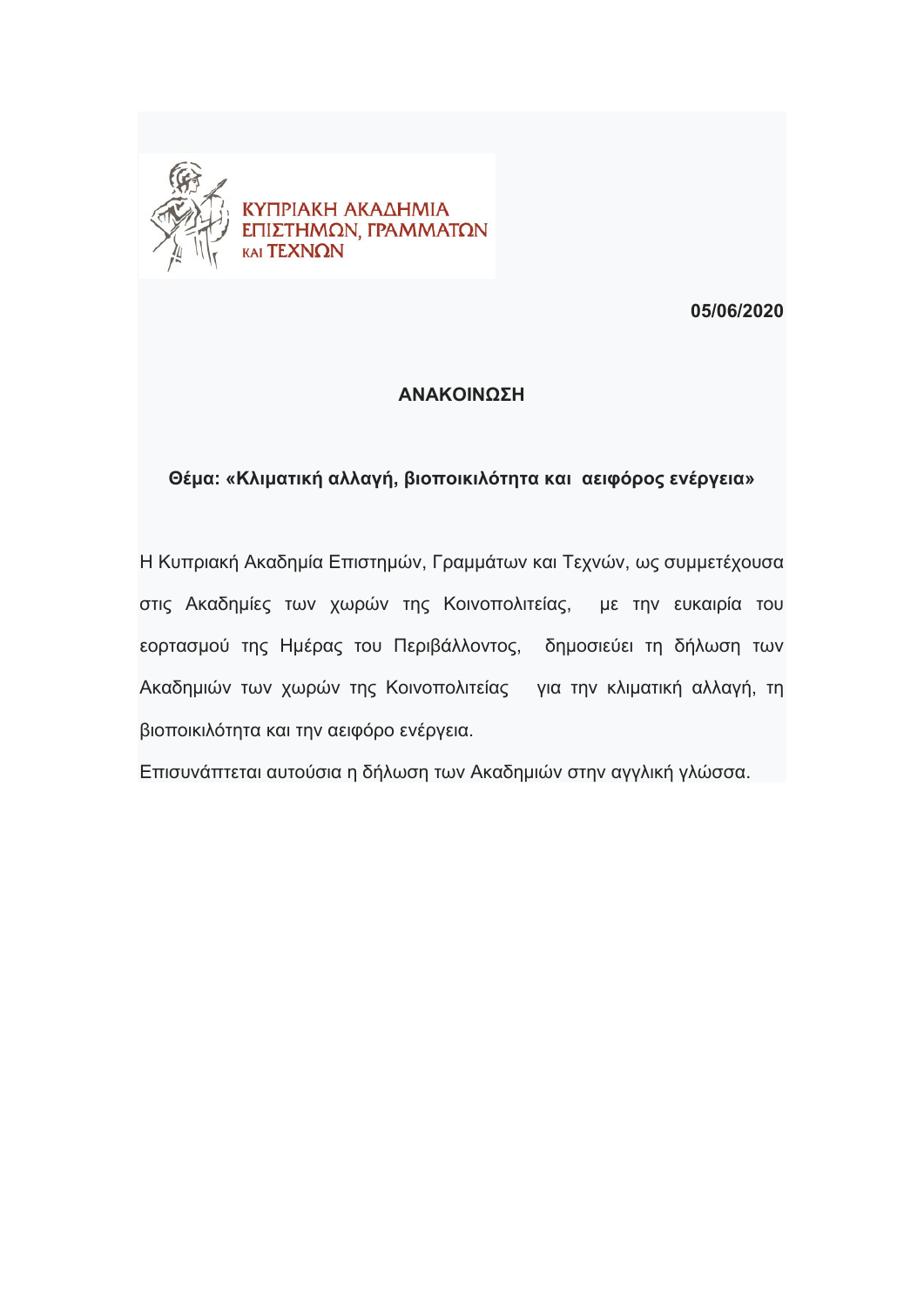ΚΥΠΡΙΑΚΗ ΑΚΑΔΗΜΙΑ ΕΠΙΣΤΗΜΩΝ, ΓΡΑΜΜΑΤΩΝ ΚΑΙ ΤΕΧΝΩΝ

**05/06/2020**

## ΑΝΑΚΟΙΝΩΣΗ

**Θέμα: «Κλιματική αλλαγή, βιοποικιλότητα και αειφόρος ενέργεια»**

Η Κυπριακή Ακαδημία Επιστημών, Γραμμάτων και Τεχνών, ως συμμετέχουσα στις Ακαδημίες των χωρών της Κοινοπολιτείας, με την ευκαιρία του εορτασμού της Ημέρας του Περιβάλλοντος, δημοσιεύει τη δήλωση των Ακαδημιών των χωρών της Κοινοπολιτείας για την κλιματική αλλαγή, τη βιοποικιλότητα και την αειφόρο ενέργεια.

Επισυνάπτεται αυτούσια η δήλωση των Ακαδημιών στην αγγλική γλώσσα.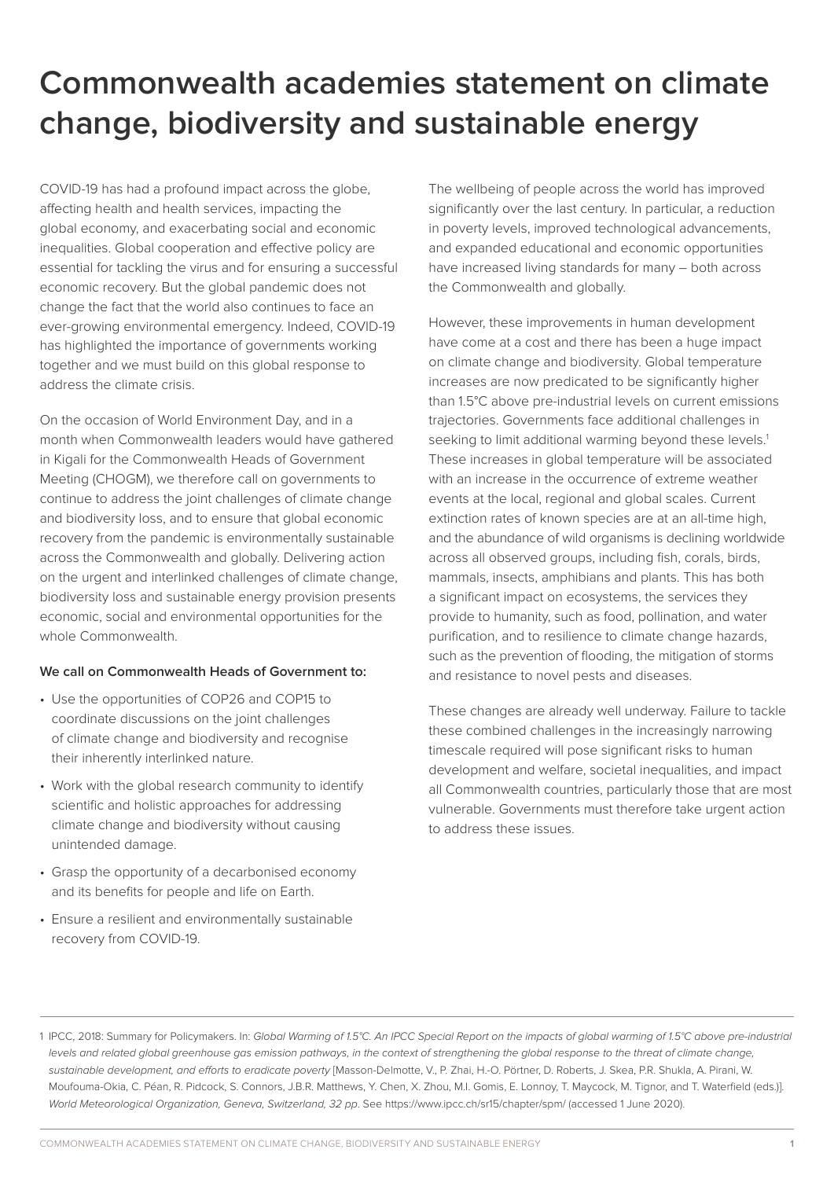# Commonwealth academies statement on climate change, biodiversity and sustainable energy

COVID-19 has had a profound impact across the globe, affecting health and health services, impacting the global economy, and exacerbating social and economic inequalities. Global cooperation and effective policy are essential for tackling the virus and for ensuring a successful economic recovery. But the global pandemic does not change the fact that the world also continues to face an ever-growing environmental emergency. Indeed, COVID-19 has highlighted the importance of governments working together and we must build on this global response to address the climate crisis.

On the occasion of World Environment Day, and in a month when Commonwealth leaders would have gathered in Kigali for the Commonwealth Heads of Government Meeting (CHOGM), we therefore call on governments to continue to address the joint challenges of climate change and biodiversity loss, and to ensure that global economic recovery from the pandemic is environmentally sustainable across the Commonwealth and globally. Delivering action on the urgent and interlinked challenges of climate change, biodiversity loss and sustainable energy provision presents economic, social and environmental opportunities for the whole Commonwealth.

**We call on Commonwealth Heads of Government to:**

- Use the opportunities of COP26 and COP15 to coordinate discussions on the joint challenges of climate change and biodiversity and recognise their inherently interlinked nature.
- Work with the global research community to identify scientific and holistic approaches for addressing climate change and biodiversity without causing unintended damage.
- Grasp the opportunity of a decarbonised economy and its benefits for people and life on Earth.
- Ensure a resilient and environmentally sustainable recovery from COVID-19.

The wellbeing of people across the world has improved significantly over the last century. In particular, a reduction in poverty levels, improved technological advancements, and expanded educational and economic opportunities have increased living standards for many – both across the Commonwealth and globally.

However, these improvements in human development have come at a cost and there has been a huge impact on climate change and biodiversity. Global temperature increases are now predicated to be significantly higher than 1.5°C above pre-industrial levels on current emissions trajectories. Governments face additional challenges in seeking to limit additional warming beyond these levels.[1] These increases in global temperature will be associated with an increase in the occurrence of extreme weather events at the local, regional and global scales. Current extinction rates of known species are at an all-time high, and the abundance of wild organisms is declining worldwide across all observed groups, including fish, corals, birds, mammals, insects, amphibians and plants. This has both a significant impact on ecosystems, the services they provide to humanity, such as food, pollination, and water purification, and to resilience to climate change hazards, such as the prevention of flooding, the mitigation of storms and resistance to novel pests and diseases.

These changes are already well underway. Failure to tackle these combined challenges in the increasingly narrowing timescale required will pose significant risks to human development and welfare, societal inequalities, and impact all Commonwealth countries, particularly those that are most vulnerable. Governments must therefore take urgent action to address these issues.

---

1 IPCC, 2018: Summary for Policymakers. In: *Global Warming of 1.5°C. An IPCC Special Report on the impacts of global warming of 1.5°C above pre-industrial levels and related global greenhouse gas emission pathways, in the context of strengthening the global response to the threat of climate change, sustainable development, and efforts to eradicate poverty* [Masson-Delmotte, V., P. Zhai, H.-O. Pörtner, D. Roberts, J. Skea, P.R. Shukla, A. Pirani, W. Moufouma-Okia, C. Péan, R. Pidcock, S. Connors, J.B.R. Matthews, Y. Chen, X. Zhou, M.I. Gomis, E. Lonnoy, T. Maycock, M. Tignor, and T. Waterfield (eds.)]. *World Meteorological Organization, Geneva, Switzerland, 32 pp*. See https://www.ipcc.ch/sr15/chapter/spm/ (accessed 1 June 2020).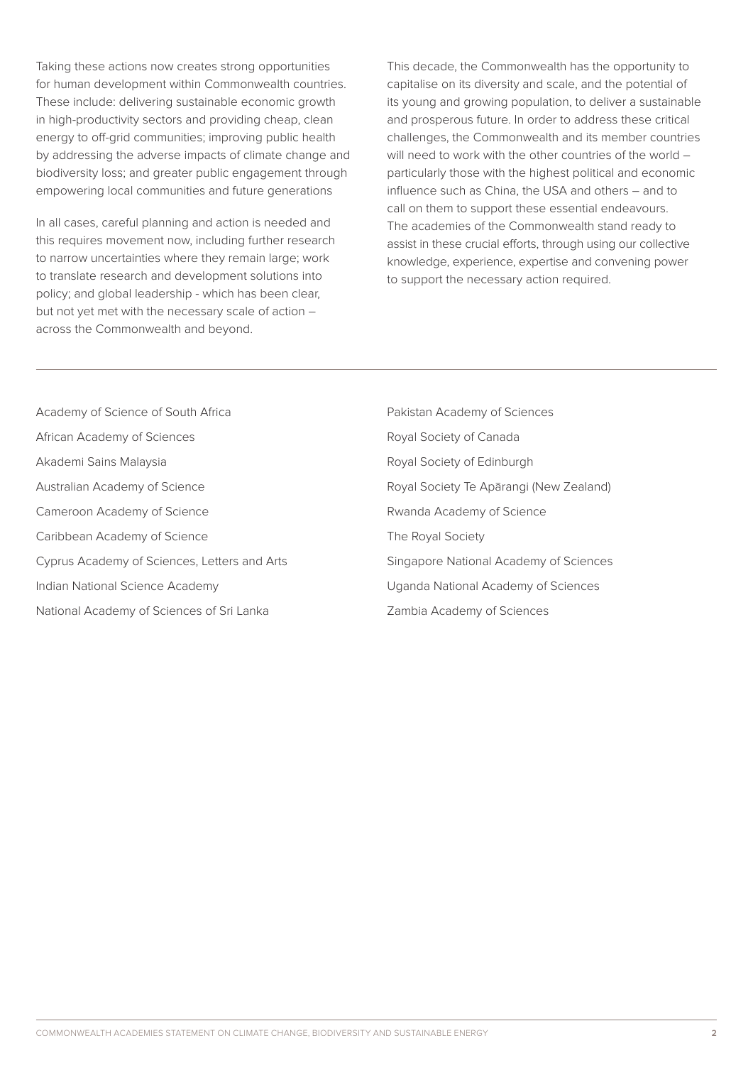Taking these actions now creates strong opportunities for human development within Commonwealth countries. These include: delivering sustainable economic growth in high-productivity sectors and providing cheap, clean energy to off-grid communities; improving public health by addressing the adverse impacts of climate change and biodiversity loss; and greater public engagement through empowering local communities and future generations

In all cases, careful planning and action is needed and this requires movement now, including further research to narrow uncertainties where they remain large; work to translate research and development solutions into policy; and global leadership - which has been clear, but not yet met with the necessary scale of action – across the Commonwealth and beyond.

This decade, the Commonwealth has the opportunity to capitalise on its diversity and scale, and the potential of its young and growing population, to deliver a sustainable and prosperous future. In order to address these critical challenges, the Commonwealth and its member countries will need to work with the other countries of the world – particularly those with the highest political and economic influence such as China, the USA and others – and to call on them to support these essential endeavours. The academies of the Commonwealth stand ready to assist in these crucial efforts, through using our collective knowledge, experience, expertise and convening power to support the necessary action required.

---

Academy of Science of South Africa

African Academy of Sciences

Akademi Sains Malaysia

Australian Academy of Science

Cameroon Academy of Science

Caribbean Academy of Science

Cyprus Academy of Sciences, Letters and Arts

Indian National Science Academy

National Academy of Sciences of Sri Lanka

Pakistan Academy of Sciences

Royal Society of Canada

Royal Society of Edinburgh

Royal Society Te Apārangi (New Zealand)

Rwanda Academy of Science

The Royal Society

Singapore National Academy of Sciences

Uganda National Academy of Sciences

Zambia Academy of Sciences